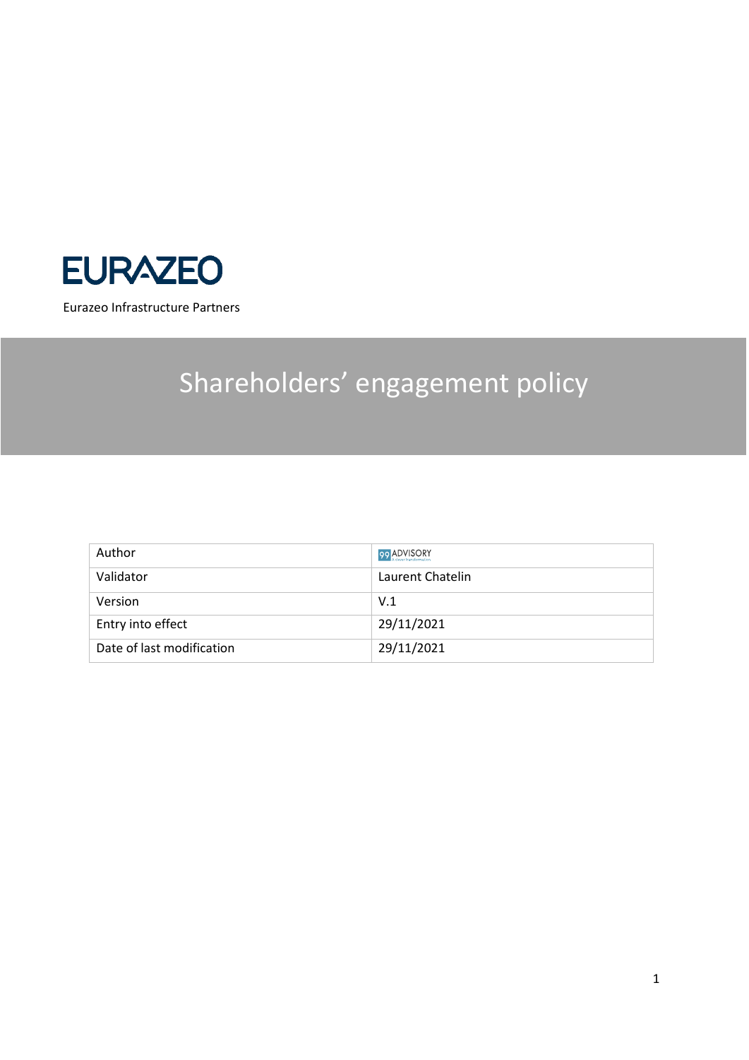EURAZEO

Eurazeo Infrastructure Partners

# Shareholders' engagement policy

| Author | 99 ADVISORY |
|---|---|
| Validator | Laurent Chatelin |
| Version | V.1 |
| Entry into effect | 29/11/2021 |
| Date of last modification | 29/11/2021 |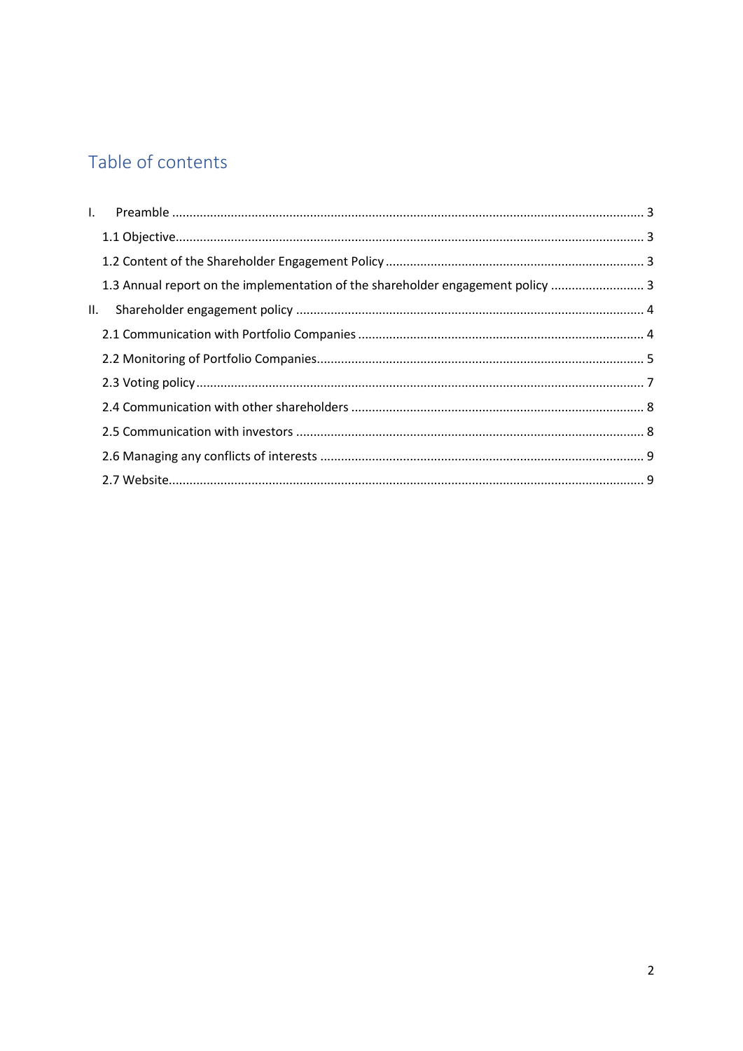# Table of contents

I. Preamble ..... 3

- 1.1 Objective ..... 3
- 1.2 Content of the Shareholder Engagement Policy ..... 3
- 1.3 Annual report on the implementation of the shareholder engagement policy ..... 3

II. Shareholder engagement policy ..... 4

- 2.1 Communication with Portfolio Companies ..... 4
- 2.2 Monitoring of Portfolio Companies ..... 5
- 2.3 Voting policy ..... 7
- 2.4 Communication with other shareholders ..... 8
- 2.5 Communication with investors ..... 8
- 2.6 Managing any conflicts of interests ..... 9
- 2.7 Website ..... 9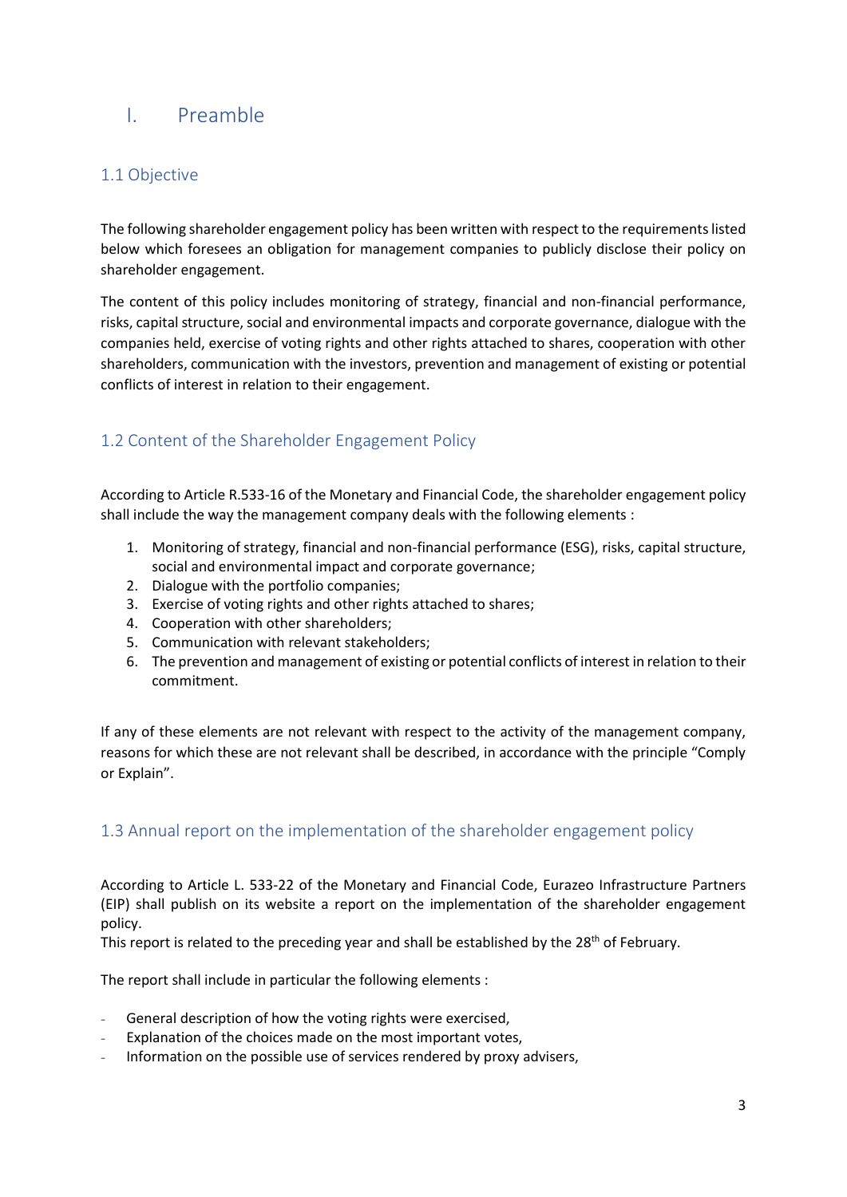# I. Preamble

## 1.1 Objective

The following shareholder engagement policy has been written with respect to the requirements listed below which foresees an obligation for management companies to publicly disclose their policy on shareholder engagement.

The content of this policy includes monitoring of strategy, financial and non-financial performance, risks, capital structure, social and environmental impacts and corporate governance, dialogue with the companies held, exercise of voting rights and other rights attached to shares, cooperation with other shareholders, communication with the investors, prevention and management of existing or potential conflicts of interest in relation to their engagement.

## 1.2 Content of the Shareholder Engagement Policy

According to Article R.533-16 of the Monetary and Financial Code, the shareholder engagement policy shall include the way the management company deals with the following elements :

1. Monitoring of strategy, financial and non-financial performance (ESG), risks, capital structure, social and environmental impact and corporate governance;
2. Dialogue with the portfolio companies;
3. Exercise of voting rights and other rights attached to shares;
4. Cooperation with other shareholders;
5. Communication with relevant stakeholders;
6. The prevention and management of existing or potential conflicts of interest in relation to their commitment.

If any of these elements are not relevant with respect to the activity of the management company, reasons for which these are not relevant shall be described, in accordance with the principle "Comply or Explain".

## 1.3 Annual report on the implementation of the shareholder engagement policy

According to Article L. 533-22 of the Monetary and Financial Code, Eurazeo Infrastructure Partners (EIP) shall publish on its website a report on the implementation of the shareholder engagement policy.
This report is related to the preceding year and shall be established by the 28th of February.

The report shall include in particular the following elements :

- General description of how the voting rights were exercised,
- Explanation of the choices made on the most important votes,
- Information on the possible use of services rendered by proxy advisers,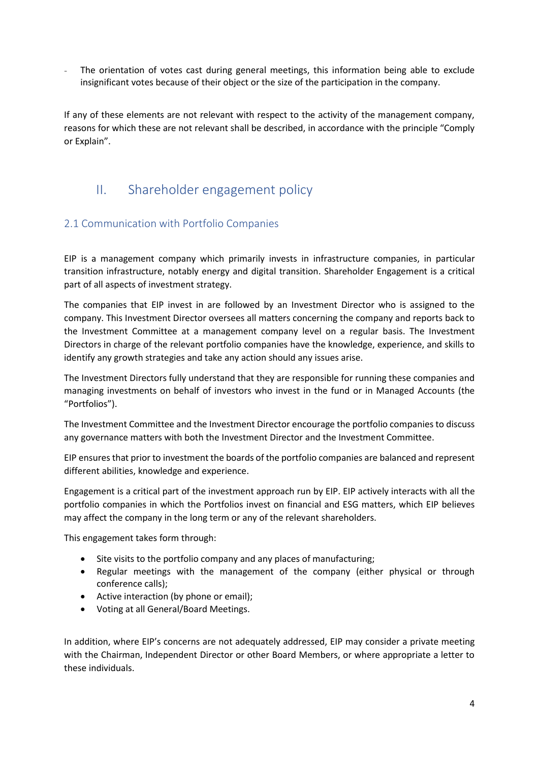- The orientation of votes cast during general meetings, this information being able to exclude insignificant votes because of their object or the size of the participation in the company.

If any of these elements are not relevant with respect to the activity of the management company, reasons for which these are not relevant shall be described, in accordance with the principle "Comply or Explain".

# II. Shareholder engagement policy

## 2.1 Communication with Portfolio Companies

EIP is a management company which primarily invests in infrastructure companies, in particular transition infrastructure, notably energy and digital transition. Shareholder Engagement is a critical part of all aspects of investment strategy.

The companies that EIP invest in are followed by an Investment Director who is assigned to the company. This Investment Director oversees all matters concerning the company and reports back to the Investment Committee at a management company level on a regular basis. The Investment Directors in charge of the relevant portfolio companies have the knowledge, experience, and skills to identify any growth strategies and take any action should any issues arise.

The Investment Directors fully understand that they are responsible for running these companies and managing investments on behalf of investors who invest in the fund or in Managed Accounts (the "Portfolios").

The Investment Committee and the Investment Director encourage the portfolio companies to discuss any governance matters with both the Investment Director and the Investment Committee.

EIP ensures that prior to investment the boards of the portfolio companies are balanced and represent different abilities, knowledge and experience.

Engagement is a critical part of the investment approach run by EIP. EIP actively interacts with all the portfolio companies in which the Portfolios invest on financial and ESG matters, which EIP believes may affect the company in the long term or any of the relevant shareholders.

This engagement takes form through:

- Site visits to the portfolio company and any places of manufacturing;
- Regular meetings with the management of the company (either physical or through conference calls);
- Active interaction (by phone or email);
- Voting at all General/Board Meetings.

In addition, where EIP's concerns are not adequately addressed, EIP may consider a private meeting with the Chairman, Independent Director or other Board Members, or where appropriate a letter to these individuals.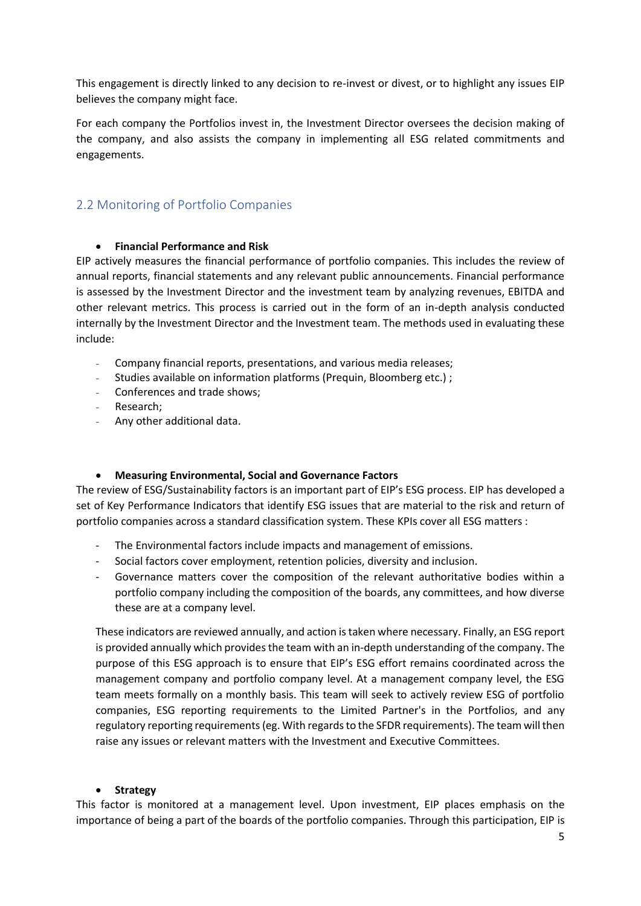This engagement is directly linked to any decision to re-invest or divest, or to highlight any issues EIP believes the company might face.

For each company the Portfolios invest in, the Investment Director oversees the decision making of the company, and also assists the company in implementing all ESG related commitments and engagements.

## 2.2 Monitoring of Portfolio Companies

- **Financial Performance and Risk**

EIP actively measures the financial performance of portfolio companies. This includes the review of annual reports, financial statements and any relevant public announcements. Financial performance is assessed by the Investment Director and the investment team by analyzing revenues, EBITDA and other relevant metrics. This process is carried out in the form of an in-depth analysis conducted internally by the Investment Director and the Investment team. The methods used in evaluating these include:

- Company financial reports, presentations, and various media releases;
- Studies available on information platforms (Prequin, Bloomberg etc.) ;
- Conferences and trade shows;
- Research;
- Any other additional data.

- **Measuring Environmental, Social and Governance Factors**

The review of ESG/Sustainability factors is an important part of EIP's ESG process. EIP has developed a set of Key Performance Indicators that identify ESG issues that are material to the risk and return of portfolio companies across a standard classification system. These KPIs cover all ESG matters :

- The Environmental factors include impacts and management of emissions.
- Social factors cover employment, retention policies, diversity and inclusion.
- Governance matters cover the composition of the relevant authoritative bodies within a portfolio company including the composition of the boards, any committees, and how diverse these are at a company level.

These indicators are reviewed annually, and action is taken where necessary. Finally, an ESG report is provided annually which provides the team with an in-depth understanding of the company. The purpose of this ESG approach is to ensure that EIP's ESG effort remains coordinated across the management company and portfolio company level. At a management company level, the ESG team meets formally on a monthly basis. This team will seek to actively review ESG of portfolio companies, ESG reporting requirements to the Limited Partner's in the Portfolios, and any regulatory reporting requirements (eg. With regards to the SFDR requirements). The team will then raise any issues or relevant matters with the Investment and Executive Committees.

- **Strategy**

This factor is monitored at a management level. Upon investment, EIP places emphasis on the importance of being a part of the boards of the portfolio companies. Through this participation, EIP is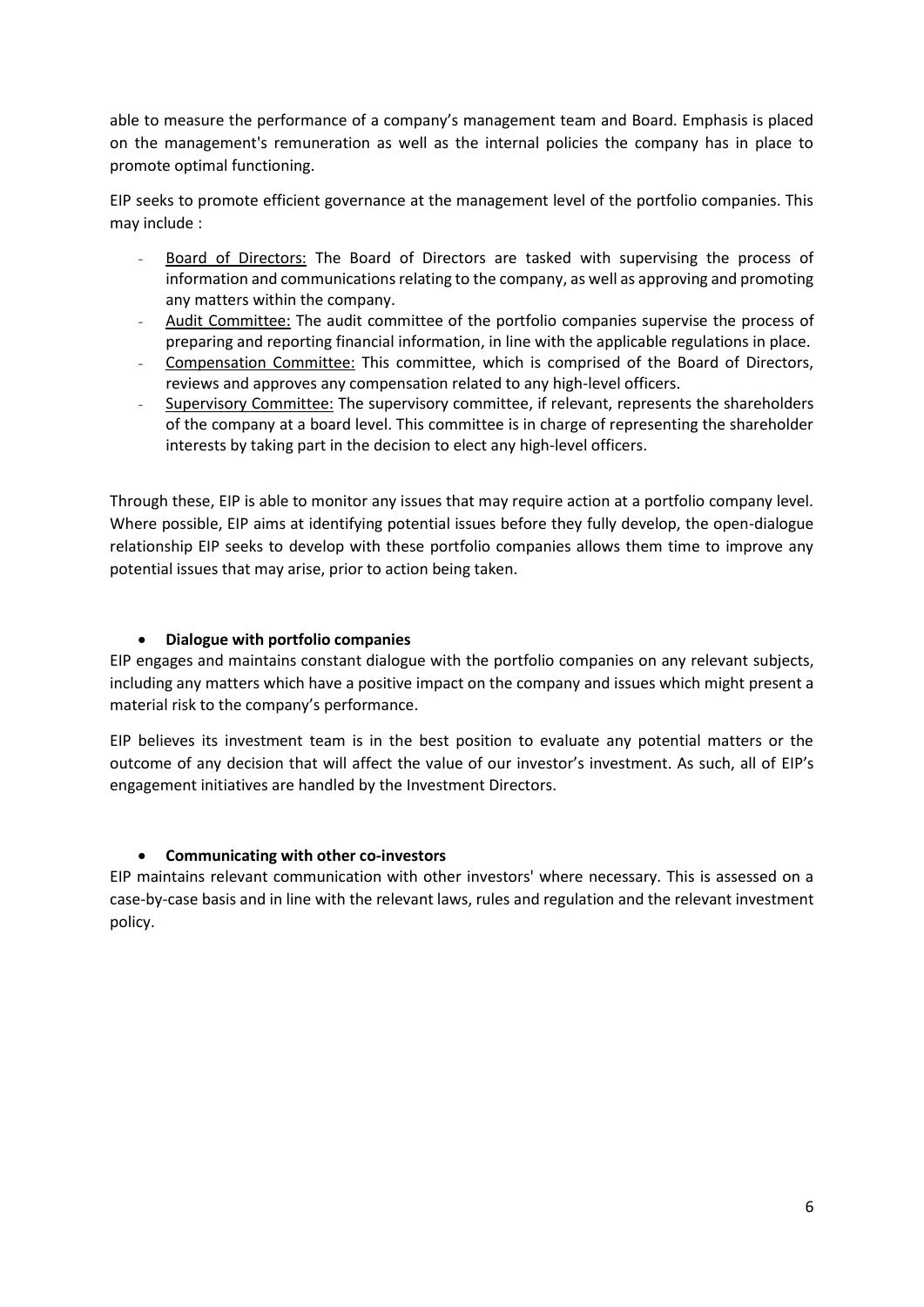able to measure the performance of a company's management team and Board. Emphasis is placed on the management's remuneration as well as the internal policies the company has in place to promote optimal functioning.

EIP seeks to promote efficient governance at the management level of the portfolio companies. This may include :

- Board of Directors: The Board of Directors are tasked with supervising the process of information and communications relating to the company, as well as approving and promoting any matters within the company.
- Audit Committee: The audit committee of the portfolio companies supervise the process of preparing and reporting financial information, in line with the applicable regulations in place.
- Compensation Committee: This committee, which is comprised of the Board of Directors, reviews and approves any compensation related to any high-level officers.
- Supervisory Committee: The supervisory committee, if relevant, represents the shareholders of the company at a board level. This committee is in charge of representing the shareholder interests by taking part in the decision to elect any high-level officers.

Through these, EIP is able to monitor any issues that may require action at a portfolio company level. Where possible, EIP aims at identifying potential issues before they fully develop, the open-dialogue relationship EIP seeks to develop with these portfolio companies allows them time to improve any potential issues that may arise, prior to action being taken.

- **Dialogue with portfolio companies**

EIP engages and maintains constant dialogue with the portfolio companies on any relevant subjects, including any matters which have a positive impact on the company and issues which might present a material risk to the company's performance.

EIP believes its investment team is in the best position to evaluate any potential matters or the outcome of any decision that will affect the value of our investor's investment. As such, all of EIP's engagement initiatives are handled by the Investment Directors.

- **Communicating with other co-investors**

EIP maintains relevant communication with other investors' where necessary. This is assessed on a case-by-case basis and in line with the relevant laws, rules and regulation and the relevant investment policy.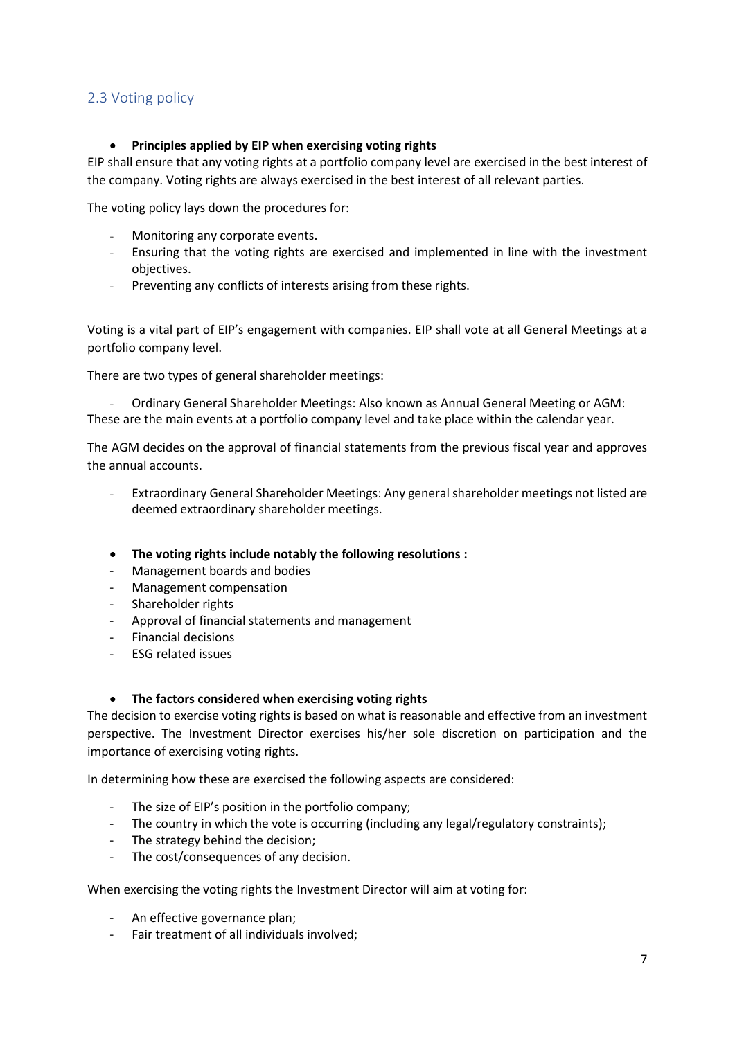## 2.3 Voting policy

- **Principles applied by EIP when exercising voting rights**

EIP shall ensure that any voting rights at a portfolio company level are exercised in the best interest of the company. Voting rights are always exercised in the best interest of all relevant parties.

The voting policy lays down the procedures for:

- Monitoring any corporate events.
- Ensuring that the voting rights are exercised and implemented in line with the investment objectives.
- Preventing any conflicts of interests arising from these rights.

Voting is a vital part of EIP's engagement with companies. EIP shall vote at all General Meetings at a portfolio company level.

There are two types of general shareholder meetings:

- Ordinary General Shareholder Meetings: Also known as Annual General Meeting or AGM: These are the main events at a portfolio company level and take place within the calendar year.

The AGM decides on the approval of financial statements from the previous fiscal year and approves the annual accounts.

- Extraordinary General Shareholder Meetings: Any general shareholder meetings not listed are deemed extraordinary shareholder meetings.

- **The voting rights include notably the following resolutions :**
  - Management boards and bodies
  - Management compensation
  - Shareholder rights
  - Approval of financial statements and management
  - Financial decisions
  - ESG related issues

- **The factors considered when exercising voting rights**

The decision to exercise voting rights is based on what is reasonable and effective from an investment perspective. The Investment Director exercises his/her sole discretion on participation and the importance of exercising voting rights.

In determining how these are exercised the following aspects are considered:

- The size of EIP's position in the portfolio company;
- The country in which the vote is occurring (including any legal/regulatory constraints);
- The strategy behind the decision;
- The cost/consequences of any decision.

When exercising the voting rights the Investment Director will aim at voting for:

- An effective governance plan;
- Fair treatment of all individuals involved;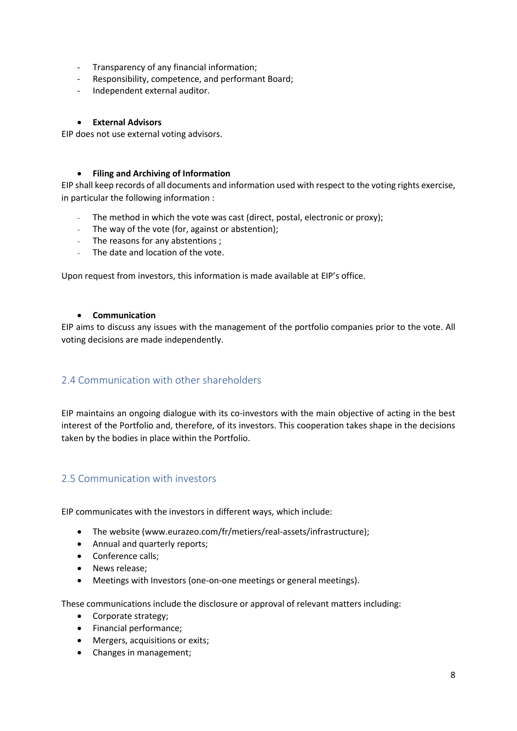- Transparency of any financial information;
- Responsibility, competence, and performant Board;
- Independent external auditor.

- **External Advisors**

EIP does not use external voting advisors.

- **Filing and Archiving of Information**

EIP shall keep records of all documents and information used with respect to the voting rights exercise, in particular the following information :

- The method in which the vote was cast (direct, postal, electronic or proxy);
- The way of the vote (for, against or abstention);
- The reasons for any abstentions ;
- The date and location of the vote.

Upon request from investors, this information is made available at EIP's office.

- **Communication**

EIP aims to discuss any issues with the management of the portfolio companies prior to the vote. All voting decisions are made independently.

## 2.4 Communication with other shareholders

EIP maintains an ongoing dialogue with its co-investors with the main objective of acting in the best interest of the Portfolio and, therefore, of its investors. This cooperation takes shape in the decisions taken by the bodies in place within the Portfolio.

## 2.5 Communication with investors

EIP communicates with the investors in different ways, which include:

- The website (www.eurazeo.com/fr/metiers/real-assets/infrastructure);
- Annual and quarterly reports;
- Conference calls;
- News release;
- Meetings with Investors (one-on-one meetings or general meetings).

These communications include the disclosure or approval of relevant matters including:

- Corporate strategy;
- Financial performance;
- Mergers, acquisitions or exits;
- Changes in management;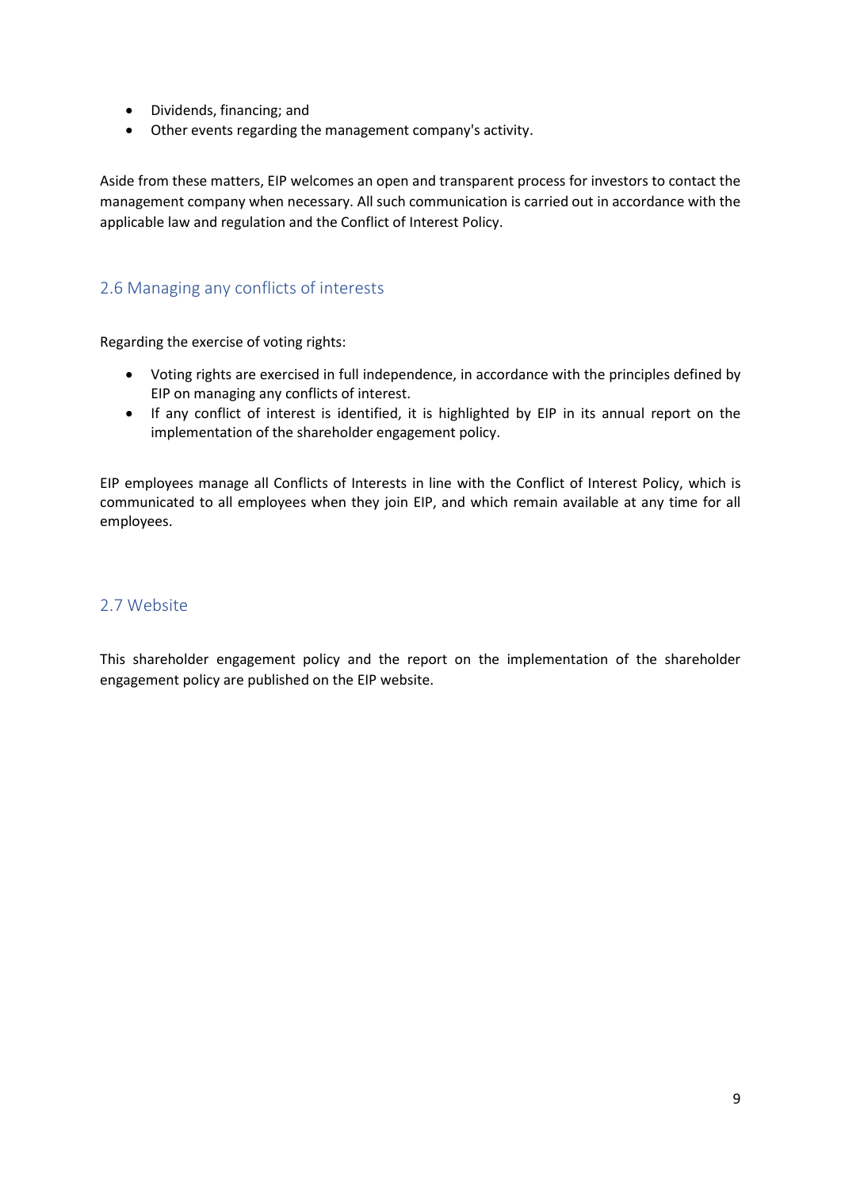- Dividends, financing; and
- Other events regarding the management company's activity.

Aside from these matters, EIP welcomes an open and transparent process for investors to contact the management company when necessary. All such communication is carried out in accordance with the applicable law and regulation and the Conflict of Interest Policy.

## 2.6 Managing any conflicts of interests

Regarding the exercise of voting rights:

- Voting rights are exercised in full independence, in accordance with the principles defined by EIP on managing any conflicts of interest.
- If any conflict of interest is identified, it is highlighted by EIP in its annual report on the implementation of the shareholder engagement policy.

EIP employees manage all Conflicts of Interests in line with the Conflict of Interest Policy, which is communicated to all employees when they join EIP, and which remain available at any time for all employees.

## 2.7 Website

This shareholder engagement policy and the report on the implementation of the shareholder engagement policy are published on the EIP website.